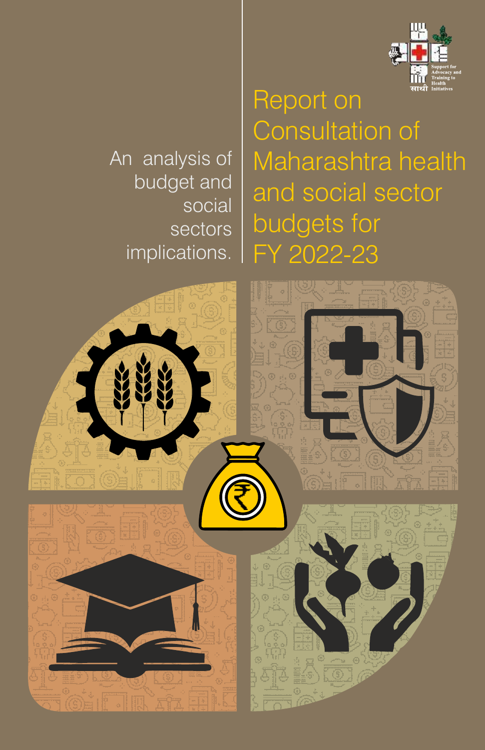Support for Advocacy and Training to Health Initiatives

साथी

# Report on Consultation of Maharashtra health and social sector budgets for FY 2022-23

An analysis of budget and social sectors implications.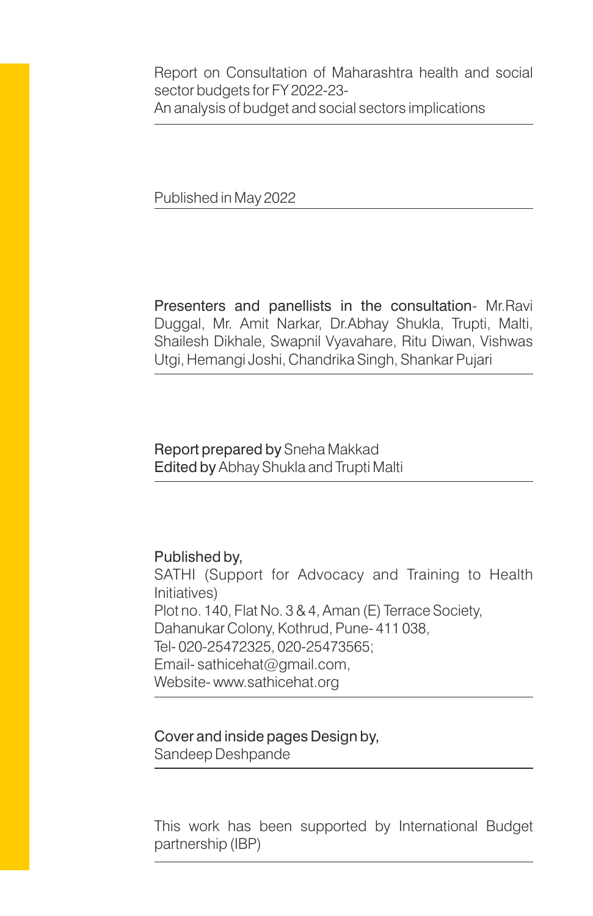Report on Consultation of Maharashtra health and social sector budgets for FY 2022-23-
An analysis of budget and social sectors implications

---

Published in May 2022

---

**Presenters and panellists in the consultation**- Mr.Ravi Duggal, Mr. Amit Narkar, Dr.Abhay Shukla, Trupti, Malti, Shailesh Dikhale, Swapnil Vyavahare, Ritu Diwan, Vishwas Utgi, Hemangi Joshi, Chandrika Singh, Shankar Pujari

---

**Report prepared by** Sneha Makkad
**Edited by** Abhay Shukla and Trupti Malti

---

**Published by,**
SATHI (Support for Advocacy and Training to Health Initiatives)
Plot no. 140, Flat No. 3 & 4, Aman (E) Terrace Society,
Dahanukar Colony, Kothrud, Pune- 411 038,
Tel- 020-25472325, 020-25473565;
Email- sathicehat@gmail.com,
Website- www.sathicehat.org

---

**Cover and inside pages Design by,**
Sandeep Deshpande

---

This work has been supported by International Budget partnership (IBP)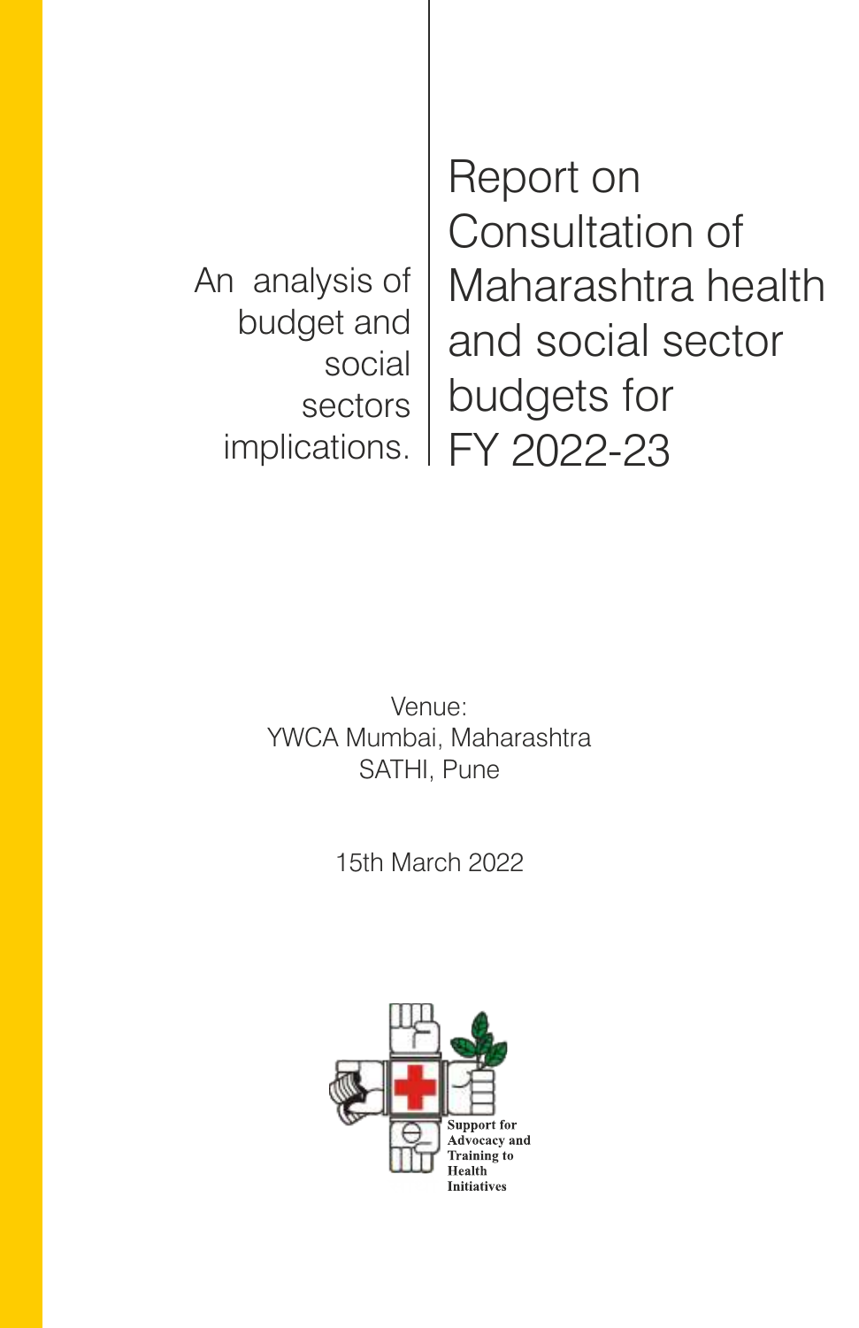# Report on Consultation of Maharashtra health and social sector budgets for FY 2022-23

An analysis of budget and social sectors implications.

Venue:
YWCA Mumbai, Maharashtra
SATHI, Pune

15th March 2022

Support for Advocacy and Training to Health Initiatives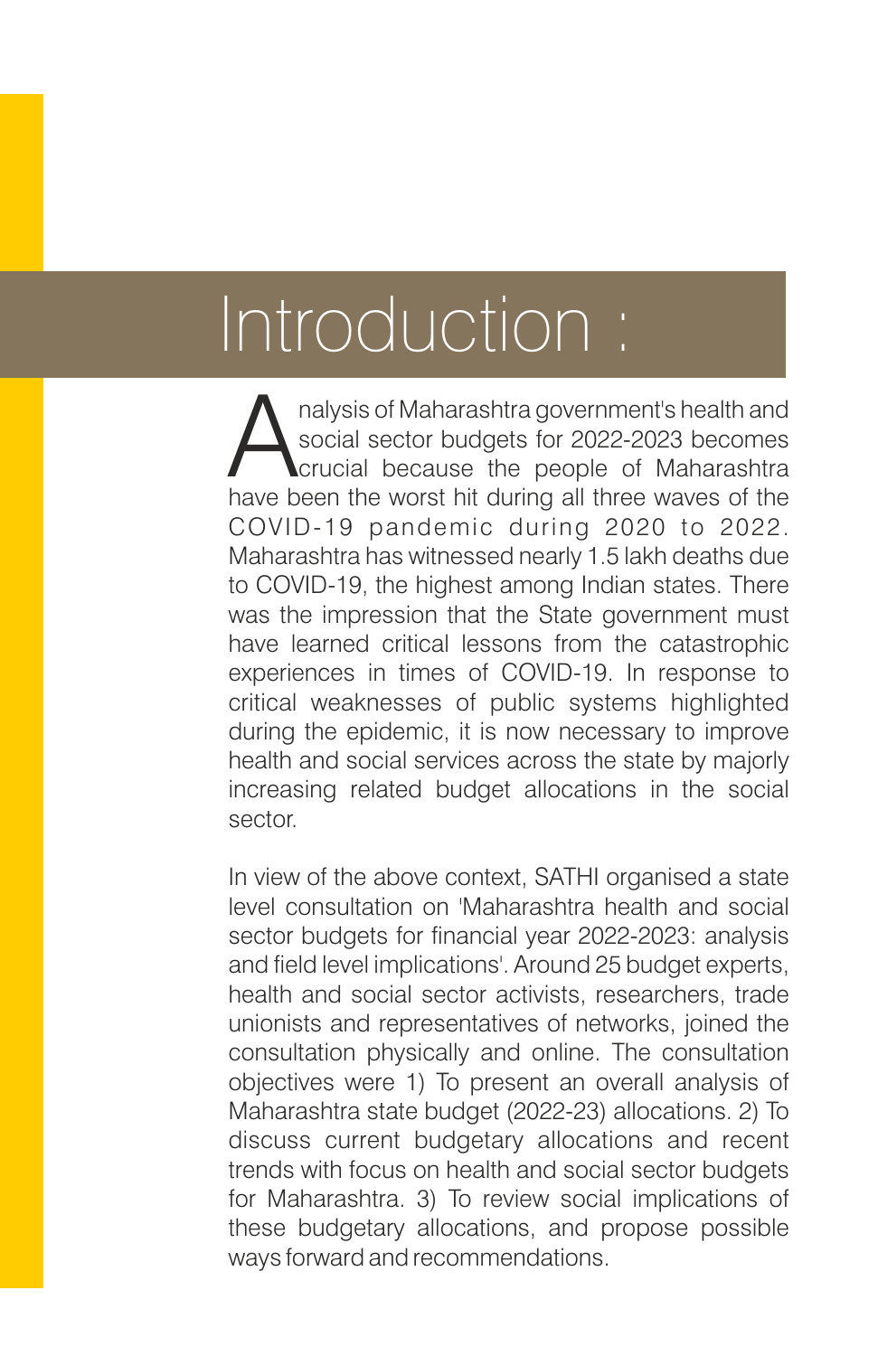# Introduction :

Analysis of Maharashtra government's health and social sector budgets for 2022-2023 becomes crucial because the people of Maharashtra have been the worst hit during all three waves of the COVID-19 pandemic during 2020 to 2022. Maharashtra has witnessed nearly 1.5 lakh deaths due to COVID-19, the highest among Indian states. There was the impression that the State government must have learned critical lessons from the catastrophic experiences in times of COVID-19. In response to critical weaknesses of public systems highlighted during the epidemic, it is now necessary to improve health and social services across the state by majorly increasing related budget allocations in the social sector.

In view of the above context, SATHI organised a state level consultation on 'Maharashtra health and social sector budgets for financial year 2022-2023: analysis and field level implications'. Around 25 budget experts, health and social sector activists, researchers, trade unionists and representatives of networks, joined the consultation physically and online. The consultation objectives were 1) To present an overall analysis of Maharashtra state budget (2022-23) allocations. 2) To discuss current budgetary allocations and recent trends with focus on health and social sector budgets for Maharashtra. 3) To review social implications of these budgetary allocations, and propose possible ways forward and recommendations.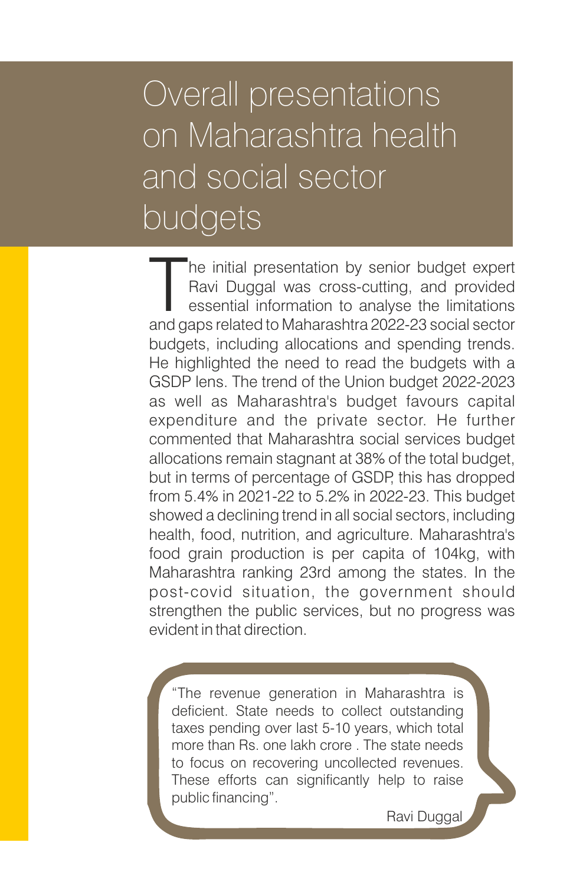# Overall presentations on Maharashtra health and social sector budgets

The initial presentation by senior budget expert Ravi Duggal was cross-cutting, and provided essential information to analyse the limitations and gaps related to Maharashtra 2022-23 social sector budgets, including allocations and spending trends. He highlighted the need to read the budgets with a GSDP lens. The trend of the Union budget 2022-2023 as well as Maharashtra's budget favours capital expenditure and the private sector. He further commented that Maharashtra social services budget allocations remain stagnant at 38% of the total budget, but in terms of percentage of GSDP, this has dropped from 5.4% in 2021-22 to 5.2% in 2022-23. This budget showed a declining trend in all social sectors, including health, food, nutrition, and agriculture. Maharashtra's food grain production is per capita of 104kg, with Maharashtra ranking 23rd among the states. In the post-covid situation, the government should strengthen the public services, but no progress was evident in that direction.

> "The revenue generation in Maharashtra is deficient. State needs to collect outstanding taxes pending over last 5-10 years, which total more than Rs. one lakh crore . The state needs to focus on recovering uncollected revenues. These efforts can significantly help to raise public financing".
>
> Ravi Duggal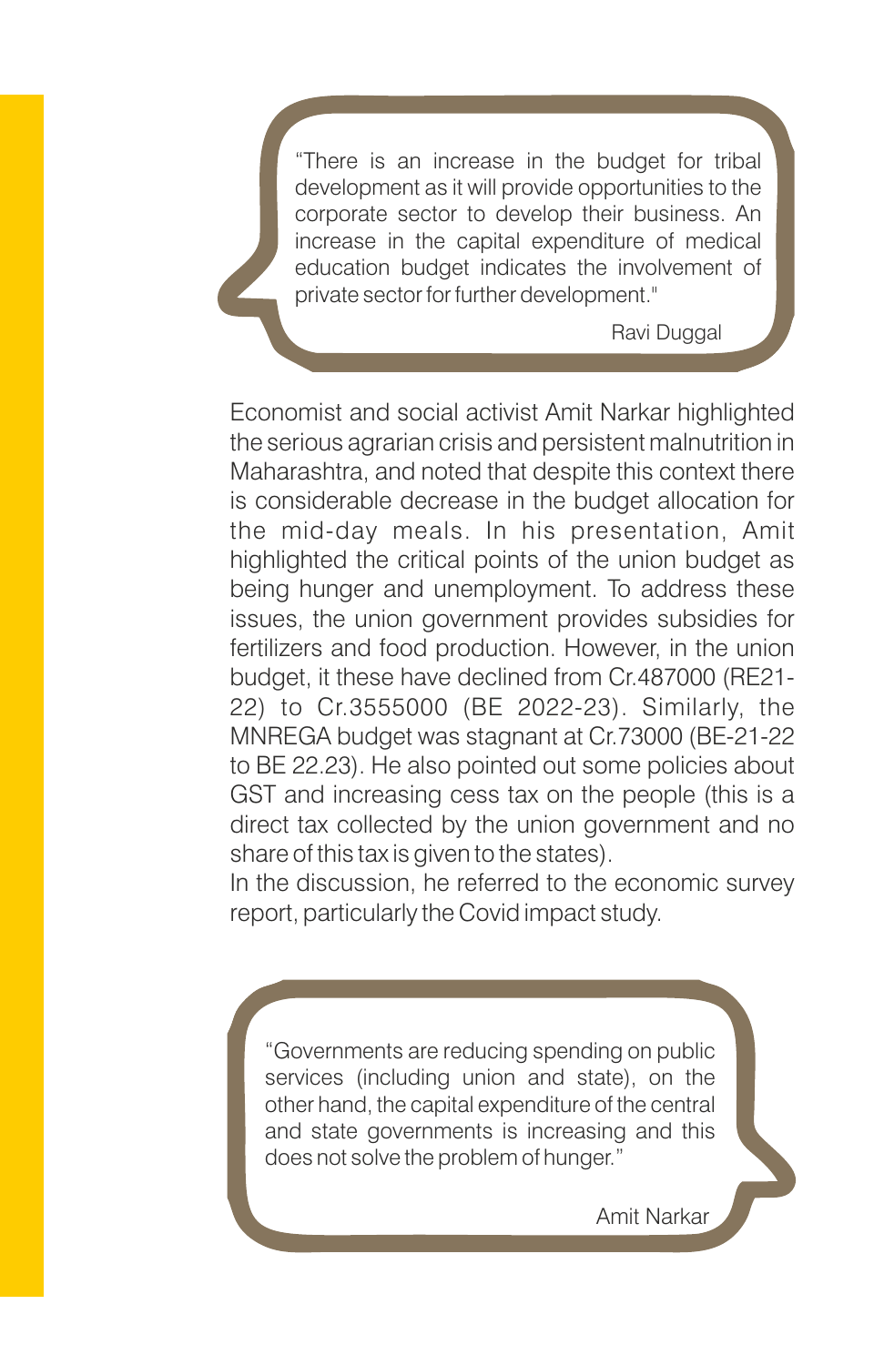> "There is an increase in the budget for tribal development as it will provide opportunities to the corporate sector to develop their business. An increase in the capital expenditure of medical education budget indicates the involvement of private sector for further development."
>
> Ravi Duggal

Economist and social activist Amit Narkar highlighted the serious agrarian crisis and persistent malnutrition in Maharashtra, and noted that despite this context there is considerable decrease in the budget allocation for the mid-day meals. In his presentation, Amit highlighted the critical points of the union budget as being hunger and unemployment. To address these issues, the union government provides subsidies for fertilizers and food production. However, in the union budget, it these have declined from Cr.487000 (RE21-22) to Cr.3555000 (BE 2022-23). Similarly, the MNREGA budget was stagnant at Cr.73000 (BE-21-22 to BE 22.23). He also pointed out some policies about GST and increasing cess tax on the people (this is a direct tax collected by the union government and no share of this tax is given to the states).

In the discussion, he referred to the economic survey report, particularly the Covid impact study.

> "Governments are reducing spending on public services (including union and state), on the other hand, the capital expenditure of the central and state governments is increasing and this does not solve the problem of hunger."
>
> Amit Narkar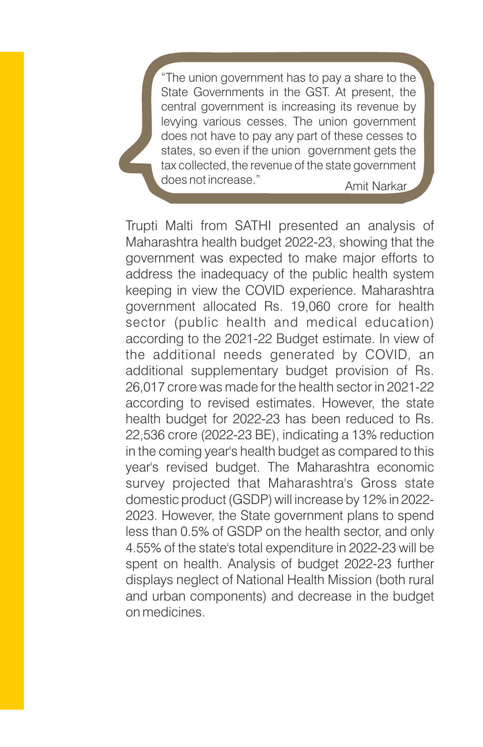> "The union government has to pay a share to the State Governments in the GST. At present, the central government is increasing its revenue by levying various cesses. The union government does not have to pay any part of these cesses to states, so even if the union government gets the tax collected, the revenue of the state government does not increase."
>
> Amit Narkar

Trupti Malti from SATHI presented an analysis of Maharashtra health budget 2022-23, showing that the government was expected to make major efforts to address the inadequacy of the public health system keeping in view the COVID experience. Maharashtra government allocated Rs. 19,060 crore for health sector (public health and medical education) according to the 2021-22 Budget estimate. In view of the additional needs generated by COVID, an additional supplementary budget provision of Rs. 26,017 crore was made for the health sector in 2021-22 according to revised estimates. However, the state health budget for 2022-23 has been reduced to Rs. 22,536 crore (2022-23 BE), indicating a 13% reduction in the coming year's health budget as compared to this year's revised budget. The Maharashtra economic survey projected that Maharashtra's Gross state domestic product (GSDP) will increase by 12% in 2022-2023. However, the State government plans to spend less than 0.5% of GSDP on the health sector, and only 4.55% of the state's total expenditure in 2022-23 will be spent on health. Analysis of budget 2022-23 further displays neglect of National Health Mission (both rural and urban components) and decrease in the budget on medicines.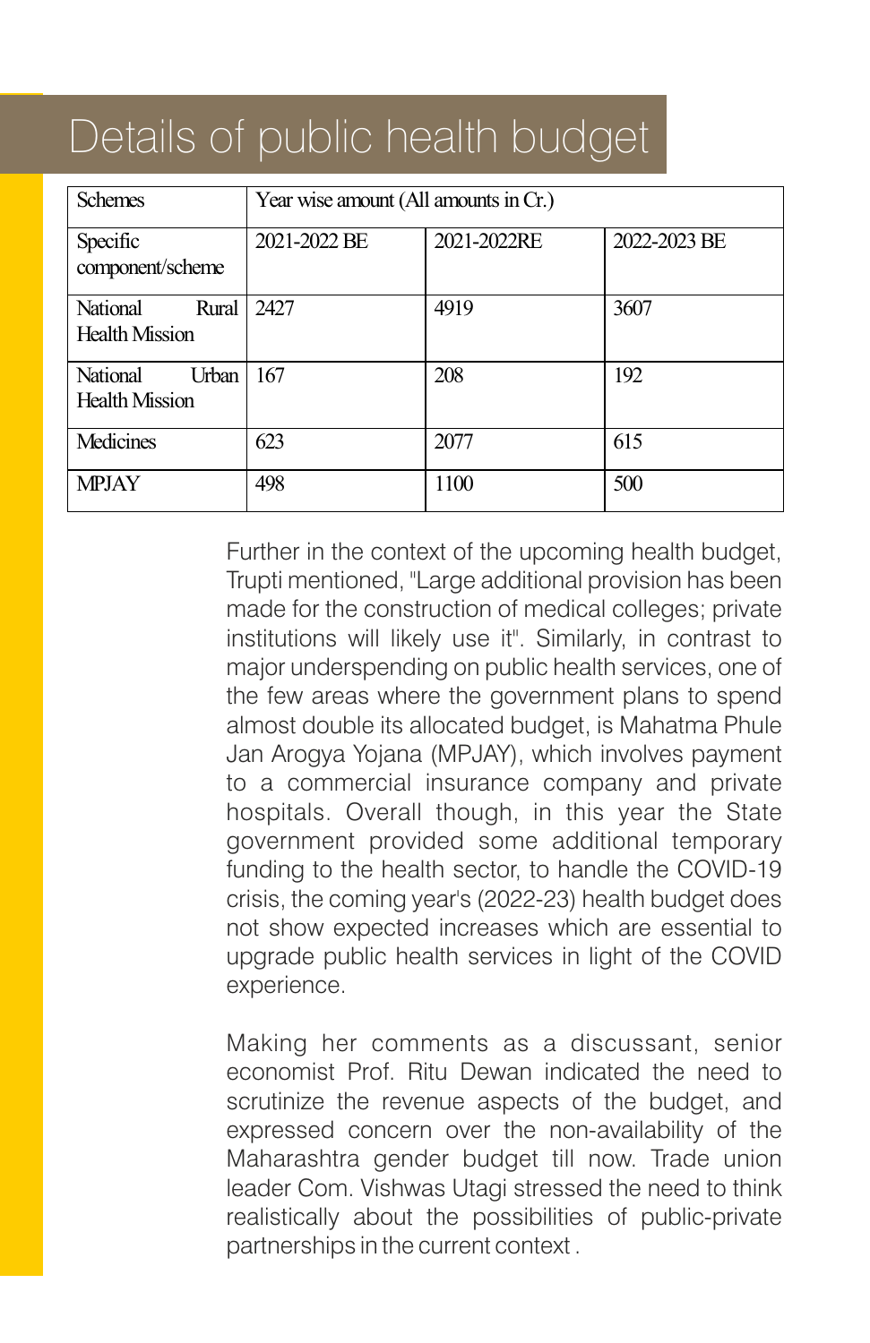# Details of public health budget

| Schemes | Year wise amount (All amounts in Cr.) | | |
|---|---|---|---|
| Specific component/scheme | 2021-2022 BE | 2021-2022RE | 2022-2023 BE |
| National Rural Health Mission | 2427 | 4919 | 3607 |
| National Urban Health Mission | 167 | 208 | 192 |
| Medicines | 623 | 2077 | 615 |
| MPJAY | 498 | 1100 | 500 |

Further in the context of the upcoming health budget, Trupti mentioned, "Large additional provision has been made for the construction of medical colleges; private institutions will likely use it". Similarly, in contrast to major underspending on public health services, one of the few areas where the government plans to spend almost double its allocated budget, is Mahatma Phule Jan Arogya Yojana (MPJAY), which involves payment to a commercial insurance company and private hospitals. Overall though, in this year the State government provided some additional temporary funding to the health sector, to handle the COVID-19 crisis, the coming year's (2022-23) health budget does not show expected increases which are essential to upgrade public health services in light of the COVID experience.

Making her comments as a discussant, senior economist Prof. Ritu Dewan indicated the need to scrutinize the revenue aspects of the budget, and expressed concern over the non-availability of the Maharashtra gender budget till now. Trade union leader Com. Vishwas Utagi stressed the need to think realistically about the possibilities of public-private partnerships in the current context .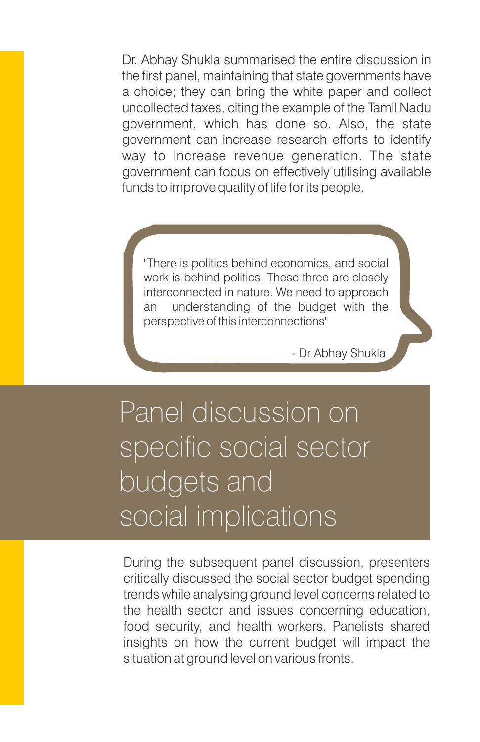Dr. Abhay Shukla summarised the entire discussion in the first panel, maintaining that state governments have a choice; they can bring the white paper and collect uncollected taxes, citing the example of the Tamil Nadu government, which has done so. Also, the state government can increase research efforts to identify way to increase revenue generation. The state government can focus on effectively utilising available funds to improve quality of life for its people.

> "There is politics behind economics, and social work is behind politics. These three are closely interconnected in nature. We need to approach an understanding of the budget with the perspective of this interconnections"
>
> - Dr Abhay Shukla

# Panel discussion on specific social sector budgets and social implications

During the subsequent panel discussion, presenters critically discussed the social sector budget spending trends while analysing ground level concerns related to the health sector and issues concerning education, food security, and health workers. Panelists shared insights on how the current budget will impact the situation at ground level on various fronts.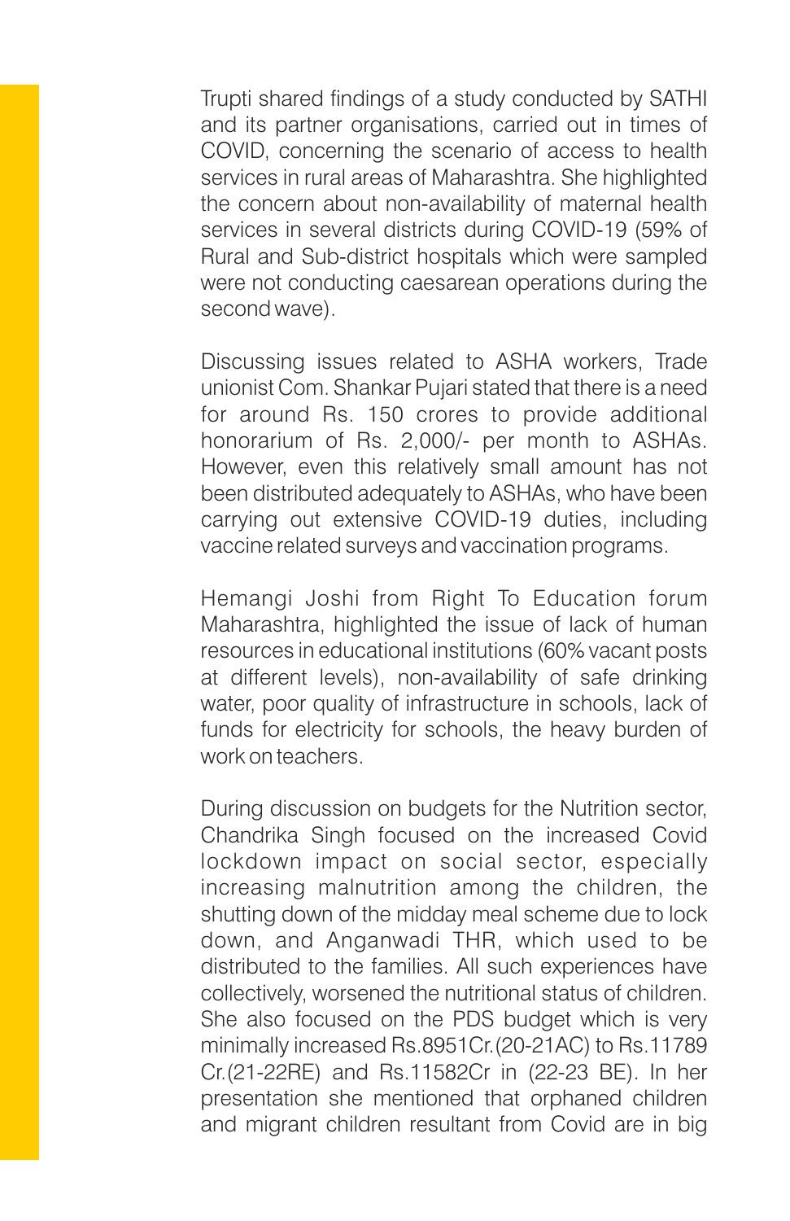Trupti shared findings of a study conducted by SATHI and its partner organisations, carried out in times of COVID, concerning the scenario of access to health services in rural areas of Maharashtra. She highlighted the concern about non-availability of maternal health services in several districts during COVID-19 (59% of Rural and Sub-district hospitals which were sampled were not conducting caesarean operations during the second wave).

Discussing issues related to ASHA workers, Trade unionist Com. Shankar Pujari stated that there is a need for around Rs. 150 crores to provide additional honorarium of Rs. 2,000/- per month to ASHAs. However, even this relatively small amount has not been distributed adequately to ASHAs, who have been carrying out extensive COVID-19 duties, including vaccine related surveys and vaccination programs.

Hemangi Joshi from Right To Education forum Maharashtra, highlighted the issue of lack of human resources in educational institutions (60% vacant posts at different levels), non-availability of safe drinking water, poor quality of infrastructure in schools, lack of funds for electricity for schools, the heavy burden of work on teachers.

During discussion on budgets for the Nutrition sector, Chandrika Singh focused on the increased Covid lockdown impact on social sector, especially increasing malnutrition among the children, the shutting down of the midday meal scheme due to lock down, and Anganwadi THR, which used to be distributed to the families. All such experiences have collectively, worsened the nutritional status of children. She also focused on the PDS budget which is very minimally increased Rs.8951Cr.(20-21AC) to Rs.11789 Cr.(21-22RE) and Rs.11582Cr in (22-23 BE). In her presentation she mentioned that orphaned children and migrant children resultant from Covid are in big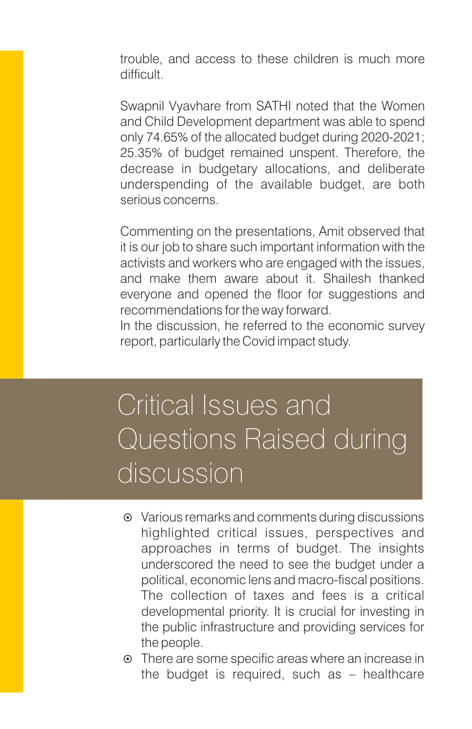trouble, and access to these children is much more difficult.

Swapnil Vyavhare from SATHI noted that the Women and Child Development department was able to spend only 74.65% of the allocated budget during 2020-2021; 25.35% of budget remained unspent. Therefore, the decrease in budgetary allocations, and deliberate underspending of the available budget, are both serious concerns.

Commenting on the presentations, Amit observed that it is our job to share such important information with the activists and workers who are engaged with the issues, and make them aware about it. Shailesh thanked everyone and opened the floor for suggestions and recommendations for the way forward.
In the discussion, he referred to the economic survey report, particularly the Covid impact study.

# Critical Issues and Questions Raised during discussion

- Various remarks and comments during discussions highlighted critical issues, perspectives and approaches in terms of budget. The insights underscored the need to see the budget under a political, economic lens and macro-fiscal positions. The collection of taxes and fees is a critical developmental priority. It is crucial for investing in the public infrastructure and providing services for the people.
- There are some specific areas where an increase in the budget is required, such as – healthcare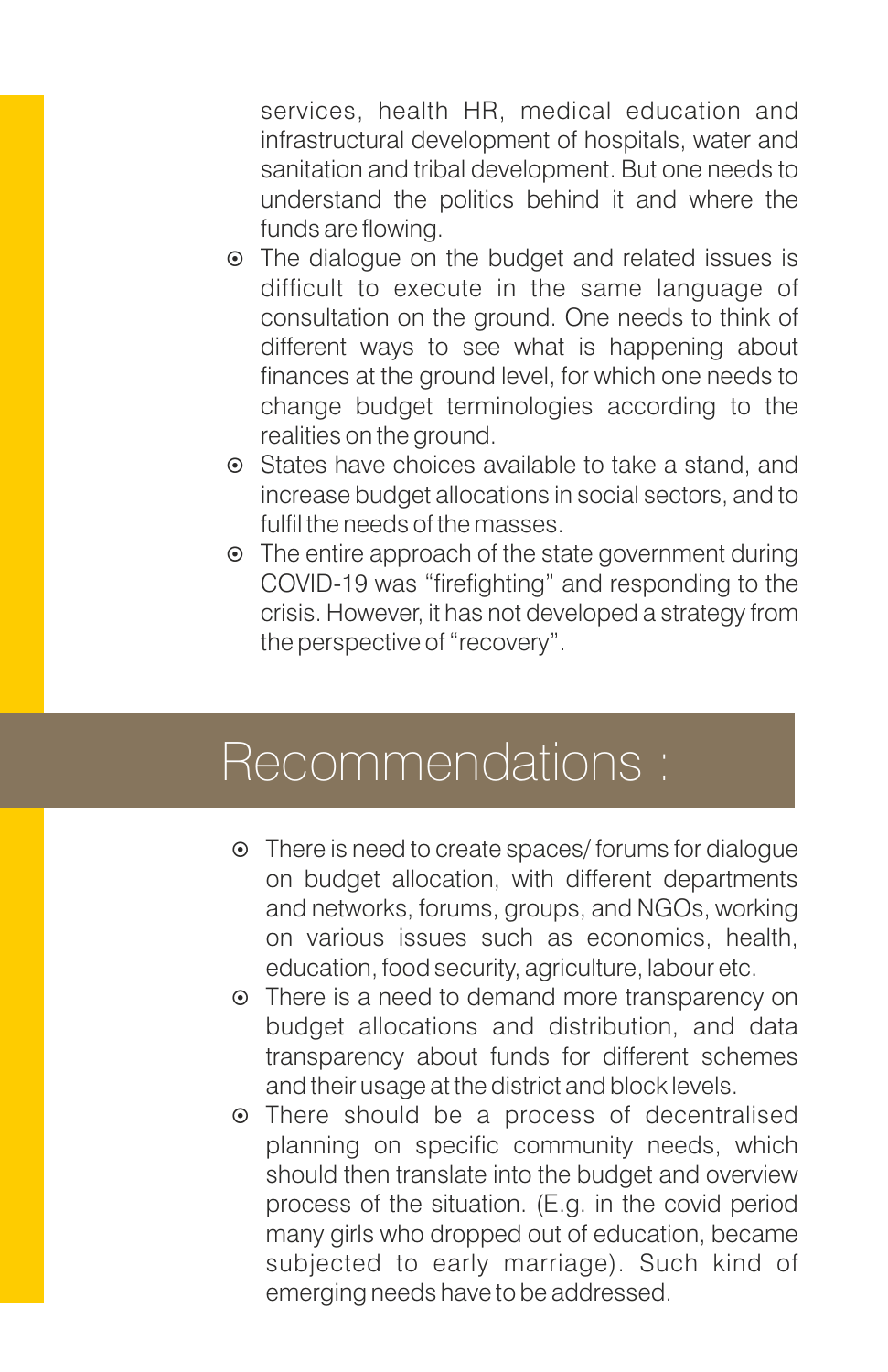services, health HR, medical education and infrastructural development of hospitals, water and sanitation and tribal development. But one needs to understand the politics behind it and where the funds are flowing.

- The dialogue on the budget and related issues is difficult to execute in the same language of consultation on the ground. One needs to think of different ways to see what is happening about finances at the ground level, for which one needs to change budget terminologies according to the realities on the ground.
- States have choices available to take a stand, and increase budget allocations in social sectors, and to fulfil the needs of the masses.
- The entire approach of the state government during COVID-19 was "firefighting" and responding to the crisis. However, it has not developed a strategy from the perspective of "recovery".

## Recommendations :

- There is need to create spaces/ forums for dialogue on budget allocation, with different departments and networks, forums, groups, and NGOs, working on various issues such as economics, health, education, food security, agriculture, labour etc.
- There is a need to demand more transparency on budget allocations and distribution, and data transparency about funds for different schemes and their usage at the district and block levels.
- There should be a process of decentralised planning on specific community needs, which should then translate into the budget and overview process of the situation. (E.g. in the covid period many girls who dropped out of education, became subjected to early marriage). Such kind of emerging needs have to be addressed.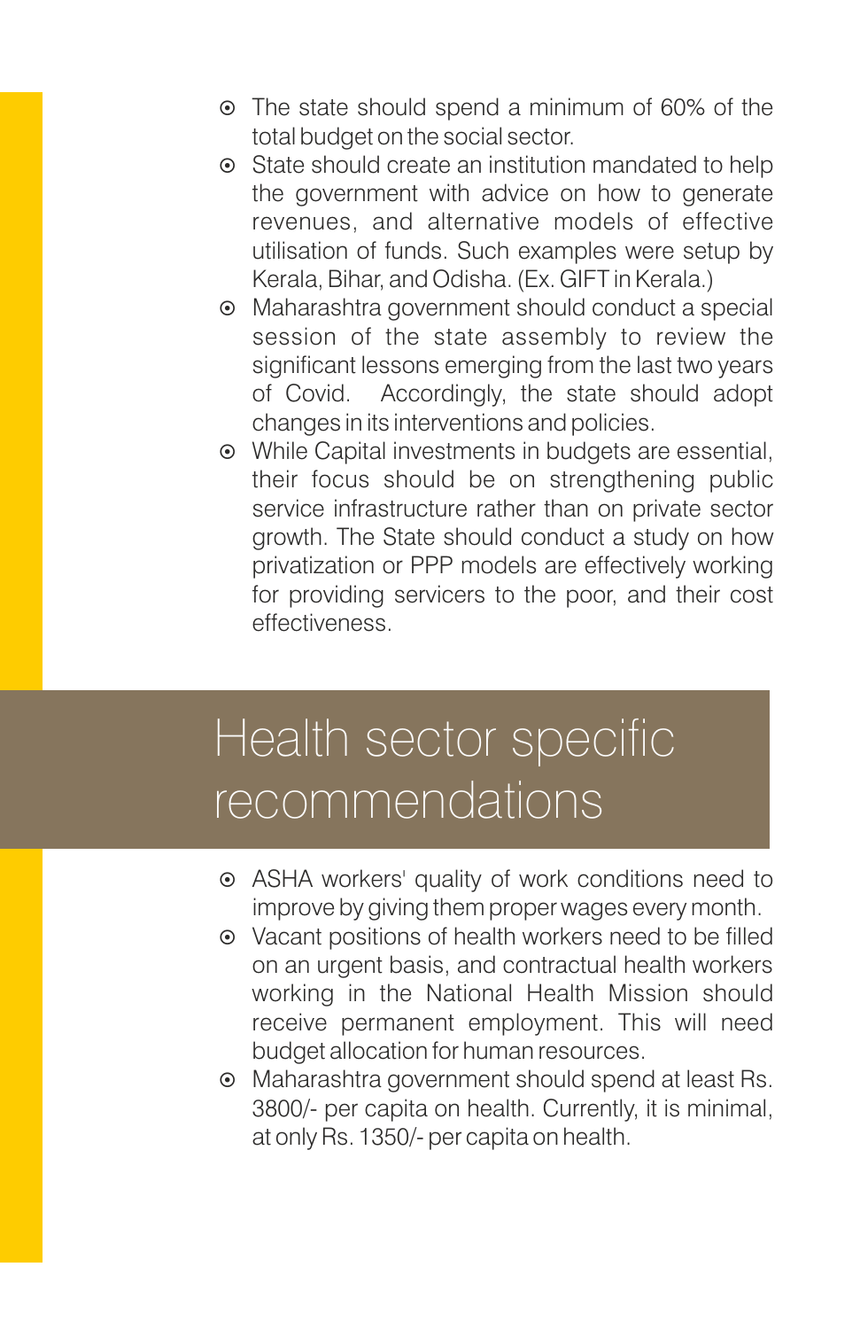- The state should spend a minimum of 60% of the total budget on the social sector.
- State should create an institution mandated to help the government with advice on how to generate revenues, and alternative models of effective utilisation of funds. Such examples were setup by Kerala, Bihar, and Odisha. (Ex. GIFT in Kerala.)
- Maharashtra government should conduct a special session of the state assembly to review the significant lessons emerging from the last two years of Covid. Accordingly, the state should adopt changes in its interventions and policies.
- While Capital investments in budgets are essential, their focus should be on strengthening public service infrastructure rather than on private sector growth. The State should conduct a study on how privatization or PPP models are effectively working for providing servicers to the poor, and their cost effectiveness.

# Health sector specific recommendations

- ASHA workers' quality of work conditions need to improve by giving them proper wages every month.
- Vacant positions of health workers need to be filled on an urgent basis, and contractual health workers working in the National Health Mission should receive permanent employment. This will need budget allocation for human resources.
- Maharashtra government should spend at least Rs. 3800/- per capita on health. Currently, it is minimal, at only Rs. 1350/- per capita on health.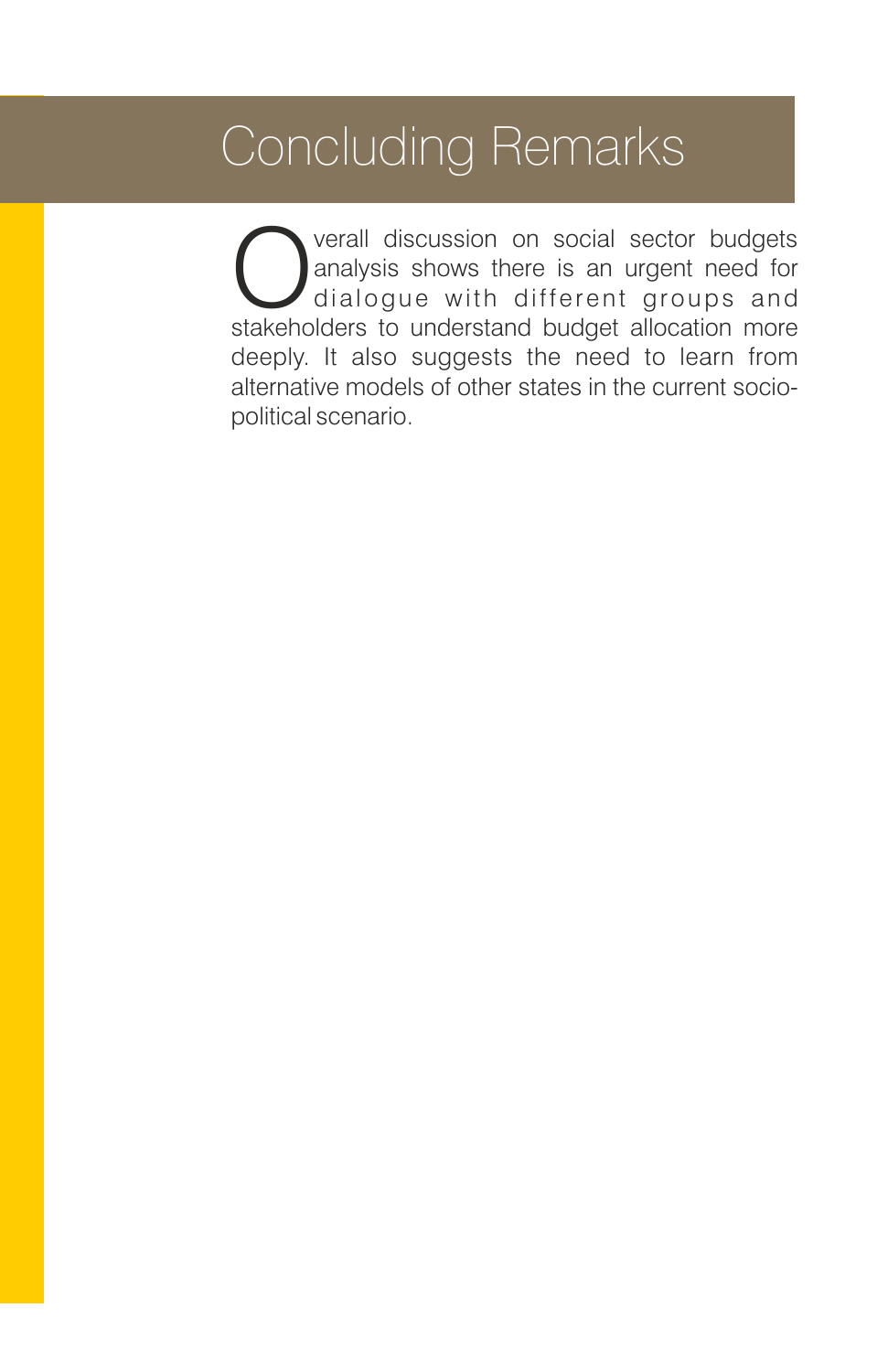# Concluding Remarks

Overall discussion on social sector budgets analysis shows there is an urgent need for dialogue with different groups and stakeholders to understand budget allocation more deeply. It also suggests the need to learn from alternative models of other states in the current socio-political scenario.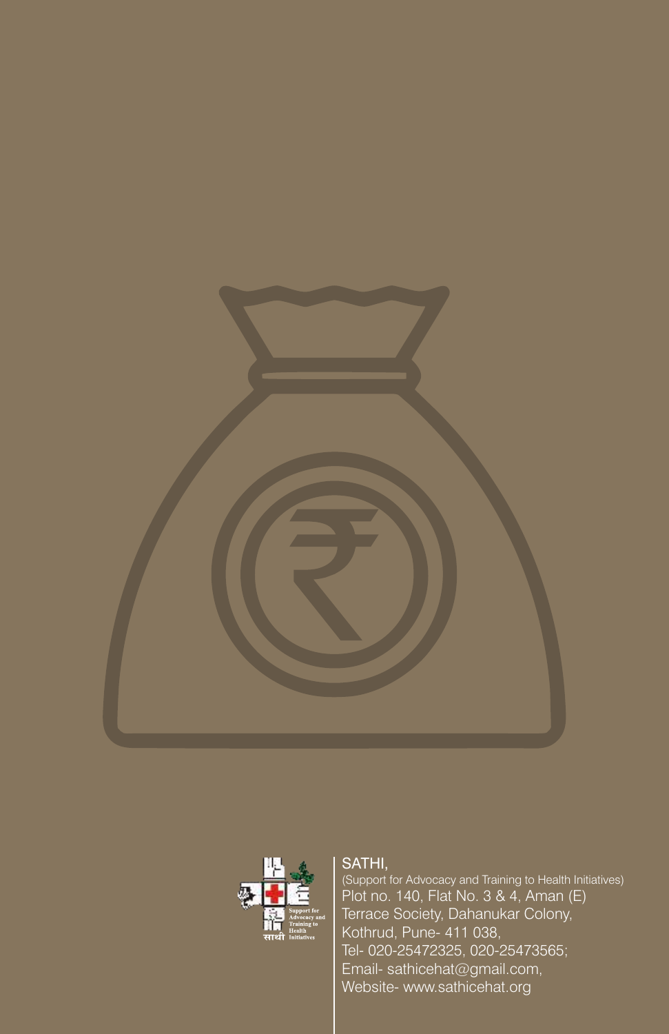SATHI,

(Support for Advocacy and Training to Health Initiatives)

Plot no. 140, Flat No. 3 & 4, Aman (E)
Terrace Society, Dahanukar Colony,
Kothrud, Pune- 411 038,
Tel- 020-25472325, 020-25473565;
Email- sathicehat@gmail.com,
Website- www.sathicehat.org